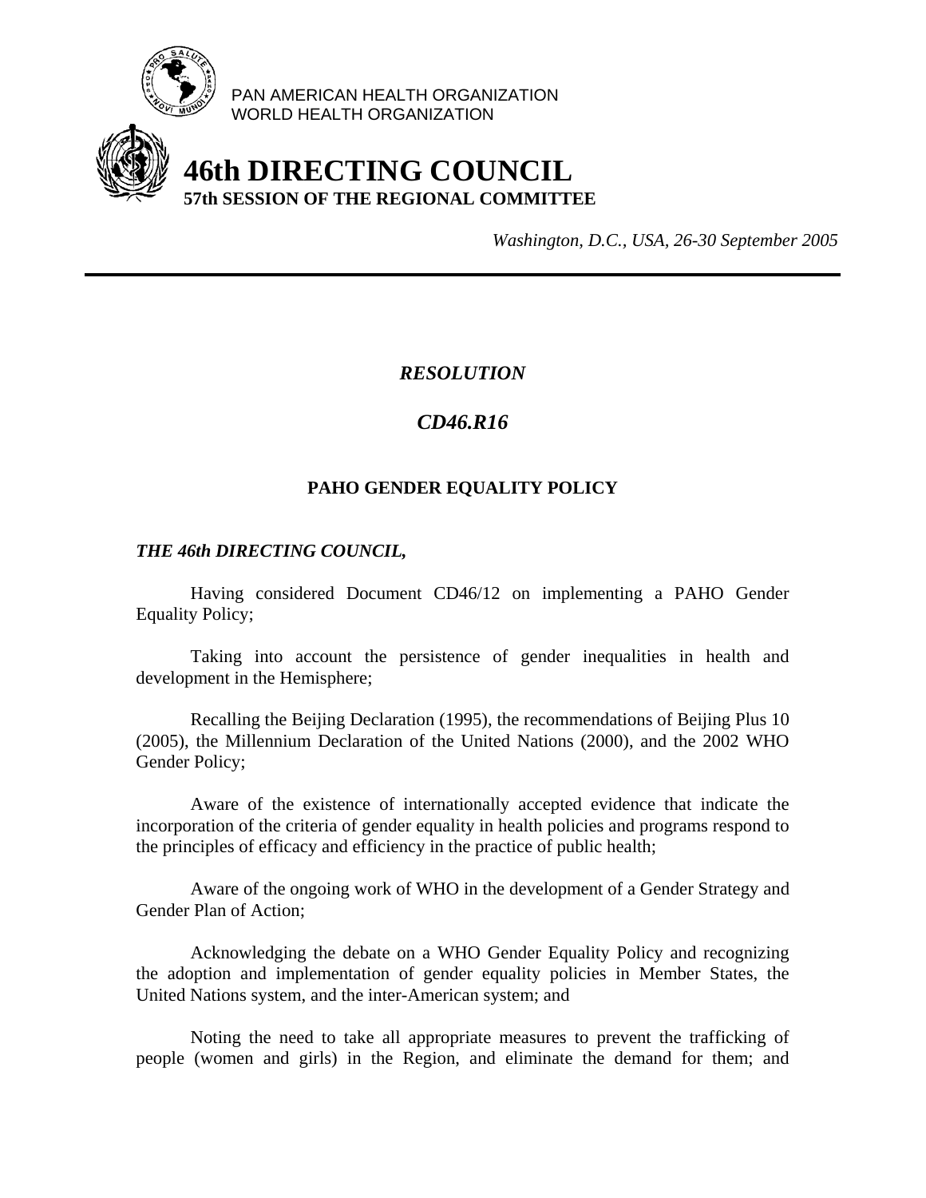PAN AMERICAN HEALTH ORGANIZATION
WORLD HEALTH ORGANIZATION

# 46th DIRECTING COUNCIL

**57th SESSION OF THE REGIONAL COMMITTEE**

*Washington, D.C., USA, 26-30 September 2005*

---

## *RESOLUTION*

## *CD46.R16*

### PAHO GENDER EQUALITY POLICY

***THE 46th DIRECTING COUNCIL,***

Having considered Document CD46/12 on implementing a PAHO Gender Equality Policy;

Taking into account the persistence of gender inequalities in health and development in the Hemisphere;

Recalling the Beijing Declaration (1995), the recommendations of Beijing Plus 10 (2005), the Millennium Declaration of the United Nations (2000), and the 2002 WHO Gender Policy;

Aware of the existence of internationally accepted evidence that indicate the incorporation of the criteria of gender equality in health policies and programs respond to the principles of efficacy and efficiency in the practice of public health;

Aware of the ongoing work of WHO in the development of a Gender Strategy and Gender Plan of Action;

Acknowledging the debate on a WHO Gender Equality Policy and recognizing the adoption and implementation of gender equality policies in Member States, the United Nations system, and the inter-American system; and

Noting the need to take all appropriate measures to prevent the trafficking of people (women and girls) in the Region, and eliminate the demand for them; and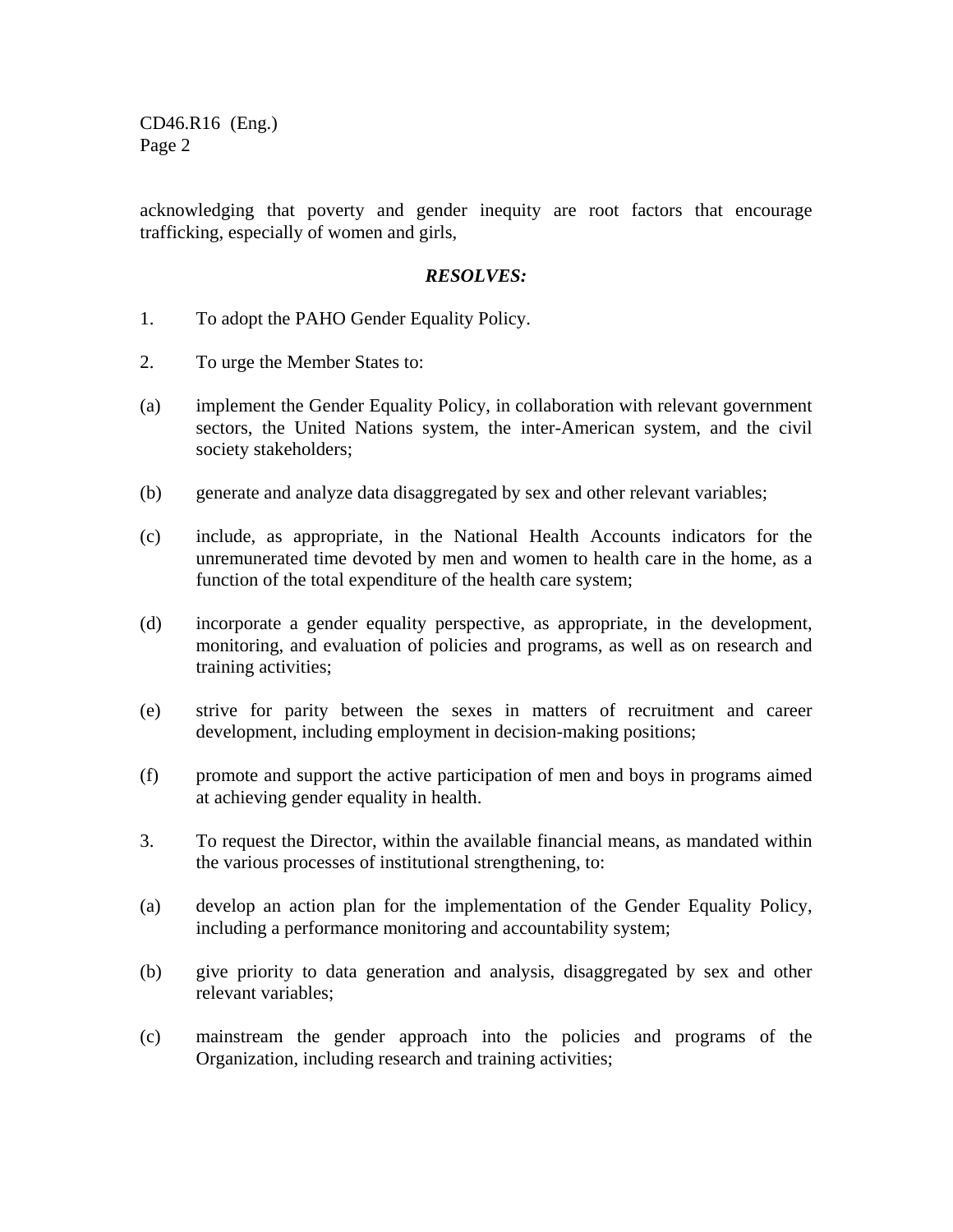acknowledging that poverty and gender inequity are root factors that encourage trafficking, especially of women and girls,

***RESOLVES:***

1. To adopt the PAHO Gender Equality Policy.

2. To urge the Member States to:

(a) implement the Gender Equality Policy, in collaboration with relevant government sectors, the United Nations system, the inter-American system, and the civil society stakeholders;

(b) generate and analyze data disaggregated by sex and other relevant variables;

(c) include, as appropriate, in the National Health Accounts indicators for the unremunerated time devoted by men and women to health care in the home, as a function of the total expenditure of the health care system;

(d) incorporate a gender equality perspective, as appropriate, in the development, monitoring, and evaluation of policies and programs, as well as on research and training activities;

(e) strive for parity between the sexes in matters of recruitment and career development, including employment in decision-making positions;

(f) promote and support the active participation of men and boys in programs aimed at achieving gender equality in health.

3. To request the Director, within the available financial means, as mandated within the various processes of institutional strengthening, to:

(a) develop an action plan for the implementation of the Gender Equality Policy, including a performance monitoring and accountability system;

(b) give priority to data generation and analysis, disaggregated by sex and other relevant variables;

(c) mainstream the gender approach into the policies and programs of the Organization, including research and training activities;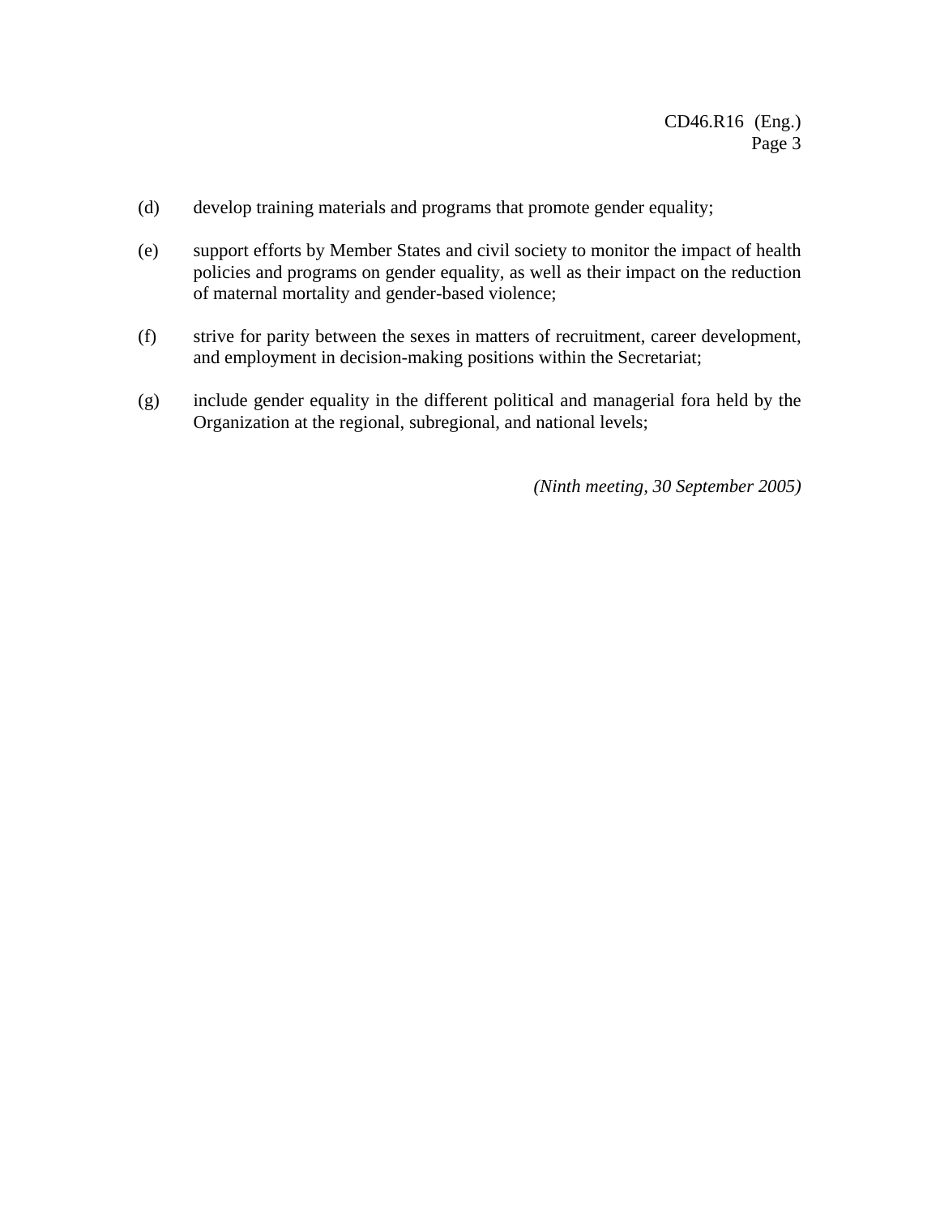(d) develop training materials and programs that promote gender equality;

(e) support efforts by Member States and civil society to monitor the impact of health policies and programs on gender equality, as well as their impact on the reduction of maternal mortality and gender-based violence;

(f) strive for parity between the sexes in matters of recruitment, career development, and employment in decision-making positions within the Secretariat;

(g) include gender equality in the different political and managerial fora held by the Organization at the regional, subregional, and national levels;

*(Ninth meeting, 30 September 2005)*